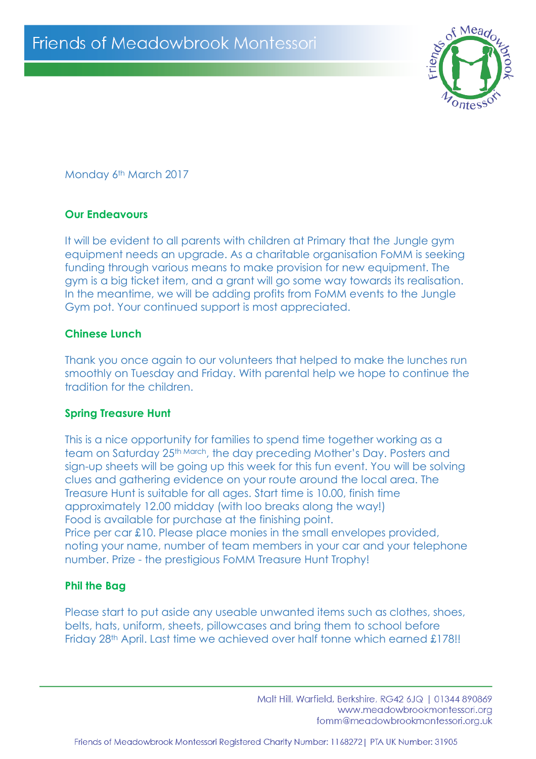# Friends of Meadowbrook Montessori

Monday 6th March 2017

## Our Endeavours

It will be evident to all parents with children at Primary that the Jungle gym equipment needs an upgrade. As a charitable organisation FoMM is seeking funding through various means to make provision for new equipment. The gym is a big ticket item, and a grant will go some way towards its realisation. In the meantime, we will be adding profits from FoMM events to the Jungle Gym pot. Your continued support is most appreciated.

## Chinese Lunch

Thank you once again to our volunteers that helped to make the lunches run smoothly on Tuesday and Friday. With parental help we hope to continue the tradition for the children.

## Spring Treasure Hunt

This is a nice opportunity for families to spend time together working as a team on Saturday 25th March, the day preceding Mother's Day. Posters and sign-up sheets will be going up this week for this fun event. You will be solving clues and gathering evidence on your route around the local area. The Treasure Hunt is suitable for all ages. Start time is 10.00, finish time approximately 12.00 midday (with loo breaks along the way!)
Food is available for purchase at the finishing point.
Price per car £10. Please place monies in the small envelopes provided, noting your name, number of team members in your car and your telephone number. Prize - the prestigious FoMM Treasure Hunt Trophy!

## Phil the Bag

Please start to put aside any useable unwanted items such as clothes, shoes, belts, hats, uniform, sheets, pillowcases and bring them to school before Friday 28th April. Last time we achieved over half tonne which earned £178!!

Malt Hill, Warfield, Berkshire, RG42 6JQ | 01344 890869
www.meadowbrookmontessori.org
fomm@meadowbrookmontessori.org.uk

Friends of Meadowbrook Montessori Registered Charity Number: 1168272| PTA UK Number: 31905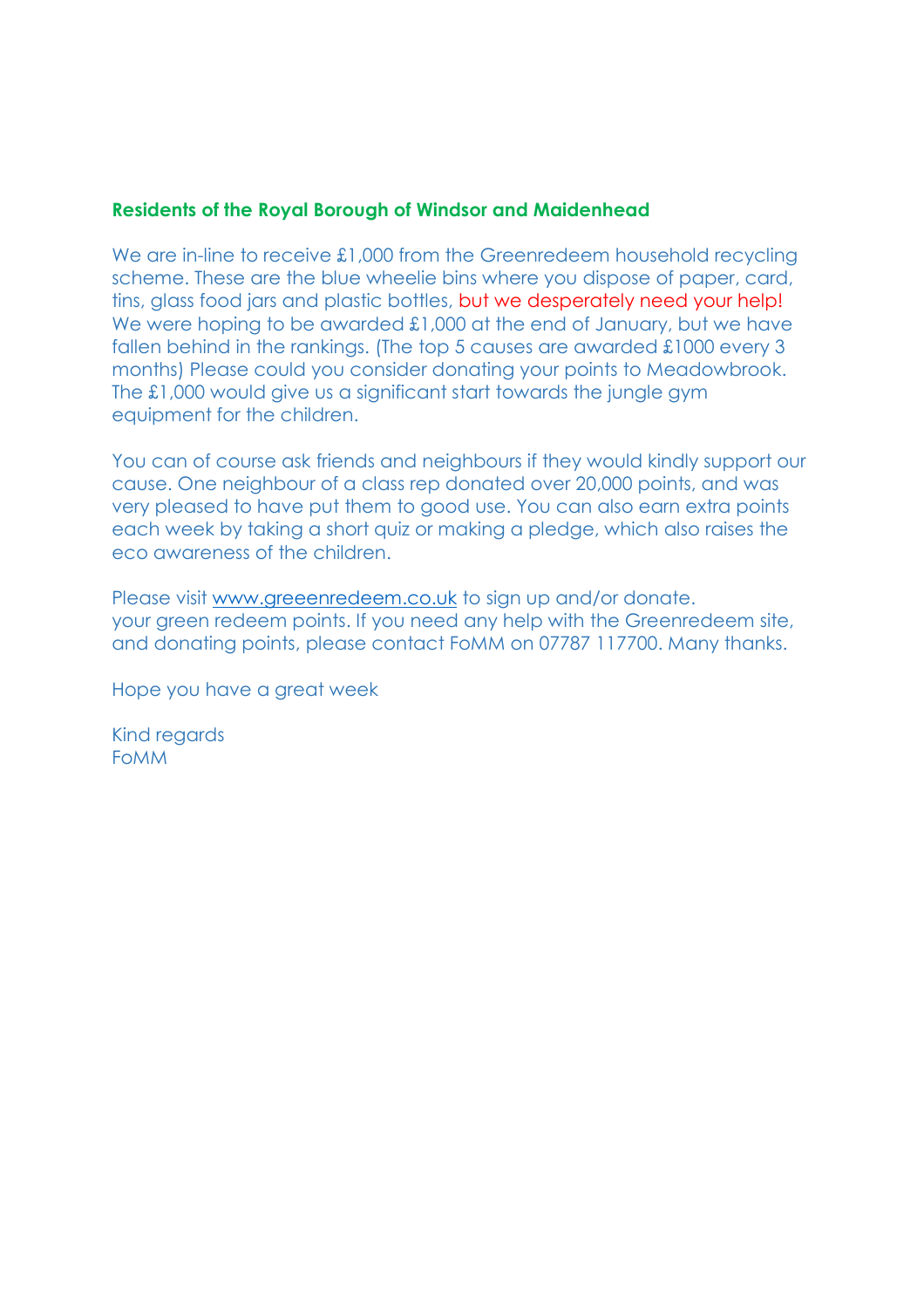**Residents of the Royal Borough of Windsor and Maidenhead**

We are in-line to receive £1,000 from the Greenredeem household recycling scheme. These are the blue wheelie bins where you dispose of paper, card, tins, glass food jars and plastic bottles, but we desperately need your help! We were hoping to be awarded £1,000 at the end of January, but we have fallen behind in the rankings. (The top 5 causes are awarded £1000 every 3 months) Please could you consider donating your points to Meadowbrook. The £1,000 would give us a significant start towards the jungle gym equipment for the children.

You can of course ask friends and neighbours if they would kindly support our cause. One neighbour of a class rep donated over 20,000 points, and was very pleased to have put them to good use. You can also earn extra points each week by taking a short quiz or making a pledge, which also raises the eco awareness of the children.

Please visit www.greeenredeem.co.uk to sign up and/or donate.
your green redeem points. If you need any help with the Greenredeem site, and donating points, please contact FoMM on 07787 117700. Many thanks.

Hope you have a great week

Kind regards
FoMM